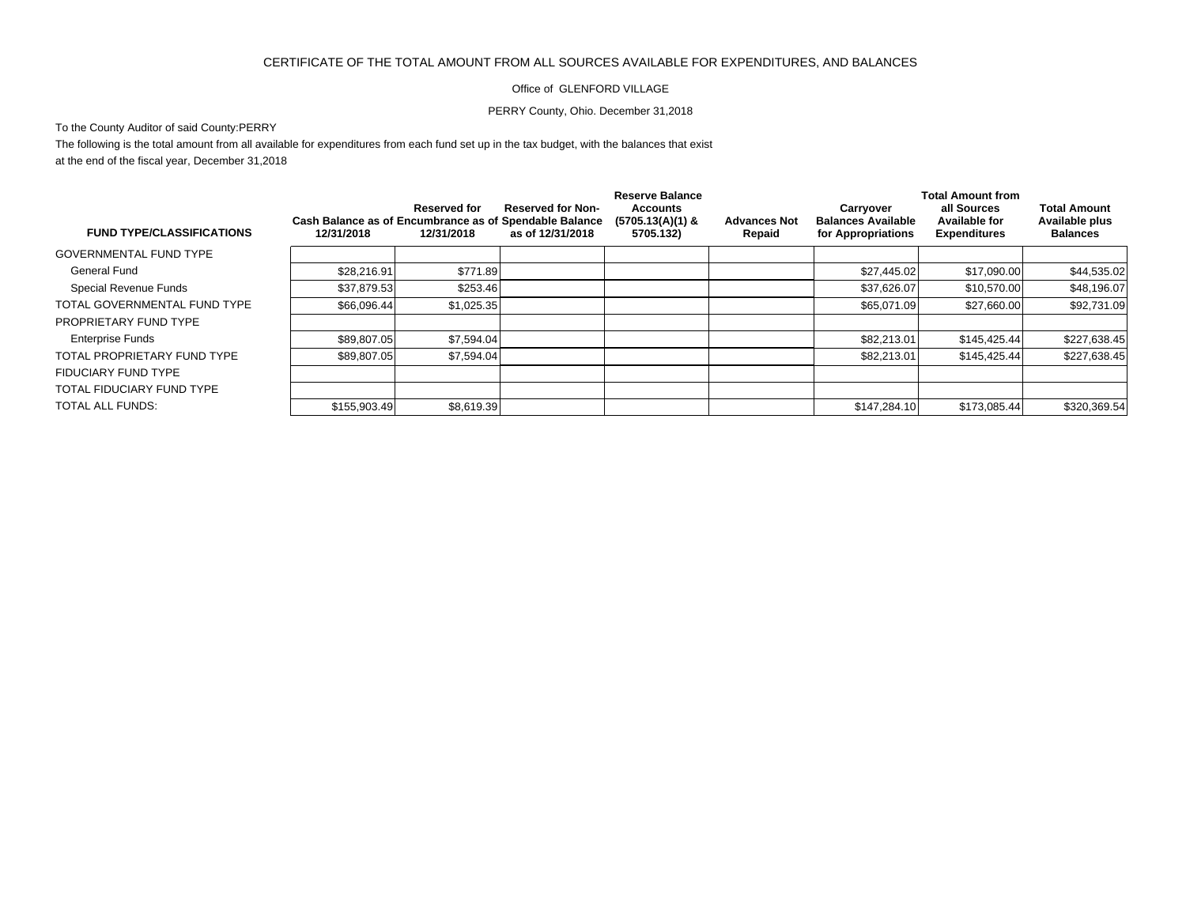CERTIFICATE OF THE TOTAL AMOUNT FROM ALL SOURCES AVAILABLE FOR EXPENDITURES, AND BALANCES

Office of GLENFORD VILLAGE

PERRY County, Ohio. December 31,2018

To the County Auditor of said County:PERRY

The following is the total amount from all available for expenditures from each fund set up in the tax budget, with the balances that exist at the end of the fiscal year, December 31,2018

| FUND TYPE/CLASSIFICATIONS | Cash Balance as of 12/31/2018 | Reserved for Encumbrance as of 12/31/2018 | Reserved for Non-Spendable Balance as of 12/31/2018 | Reserve Balance Accounts (5705.13(A)(1) & 5705.132) | Advances Not Repaid | Carryover Balances Available for Appropriations | Total Amount from all Sources Available for Expenditures | Total Amount Available plus Balances |
|---|---|---|---|---|---|---|---|---|
| GOVERNMENTAL FUND TYPE | | | | | | | | |
| General Fund | $28,216.91 | $771.89 | | | | $27,445.02 | $17,090.00 | $44,535.02 |
| Special Revenue Funds | $37,879.53 | $253.46 | | | | $37,626.07 | $10,570.00 | $48,196.07 |
| TOTAL GOVERNMENTAL FUND TYPE | $66,096.44 | $1,025.35 | | | | $65,071.09 | $27,660.00 | $92,731.09 |
| PROPRIETARY FUND TYPE | | | | | | | | |
| Enterprise Funds | $89,807.05 | $7,594.04 | | | | $82,213.01 | $145,425.44 | $227,638.45 |
| TOTAL PROPRIETARY FUND TYPE | $89,807.05 | $7,594.04 | | | | $82,213.01 | $145,425.44 | $227,638.45 |
| FIDUCIARY FUND TYPE | | | | | | | | |
| TOTAL FIDUCIARY FUND TYPE | | | | | | | | |
| TOTAL ALL FUNDS: | $155,903.49 | $8,619.39 | | | | $147,284.10 | $173,085.44 | $320,369.54 |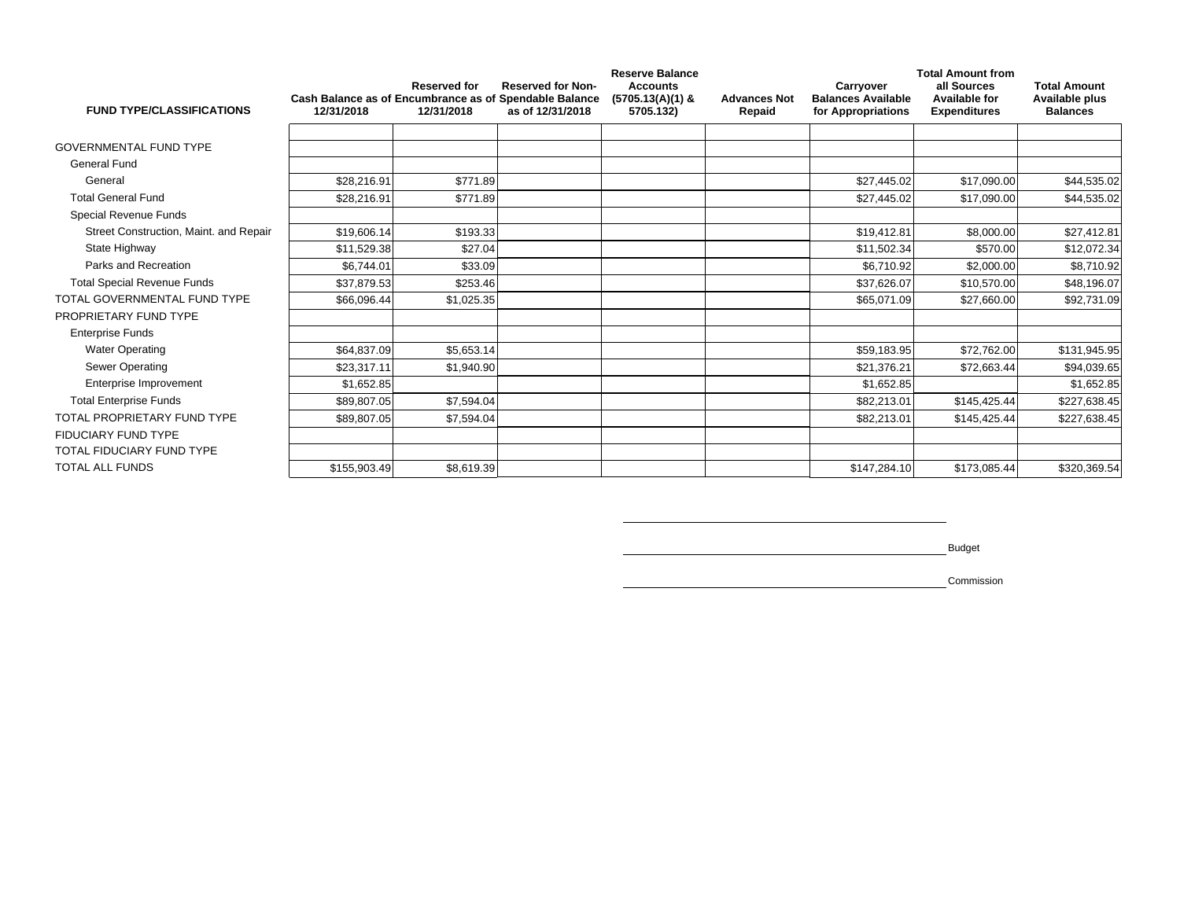| FUND TYPE/CLASSIFICATIONS | Cash Balance as of 12/31/2018 | Reserved for Encumbrance as of 12/31/2018 | Reserved for Non-Spendable Balance as of 12/31/2018 | Reserve Balance Accounts (5705.13(A)(1) & 5705.132) | Advances Not Repaid | Carryover Balances Available for Appropriations | Total Amount from all Sources Available for Expenditures | Total Amount Available plus Balances |
|---|---|---|---|---|---|---|---|---|
| GOVERNMENTAL FUND TYPE | | | | | | | | |
| General Fund | | | | | | | | |
| General | $28,216.91 | $771.89 | | | | $27,445.02 | $17,090.00 | $44,535.02 |
| Total General Fund | $28,216.91 | $771.89 | | | | $27,445.02 | $17,090.00 | $44,535.02 |
| Special Revenue Funds | | | | | | | | |
| Street Construction, Maint. and Repair | $19,606.14 | $193.33 | | | | $19,412.81 | $8,000.00 | $27,412.81 |
| State Highway | $11,529.38 | $27.04 | | | | $11,502.34 | $570.00 | $12,072.34 |
| Parks and Recreation | $6,744.01 | $33.09 | | | | $6,710.92 | $2,000.00 | $8,710.92 |
| Total Special Revenue Funds | $37,879.53 | $253.46 | | | | $37,626.07 | $10,570.00 | $48,196.07 |
| TOTAL GOVERNMENTAL FUND TYPE | $66,096.44 | $1,025.35 | | | | $65,071.09 | $27,660.00 | $92,731.09 |
| PROPRIETARY FUND TYPE | | | | | | | | |
| Enterprise Funds | | | | | | | | |
| Water Operating | $64,837.09 | $5,653.14 | | | | $59,183.95 | $72,762.00 | $131,945.95 |
| Sewer Operating | $23,317.11 | $1,940.90 | | | | $21,376.21 | $72,663.44 | $94,039.65 |
| Enterprise Improvement | $1,652.85 | | | | | $1,652.85 | | $1,652.85 |
| Total Enterprise Funds | $89,807.05 | $7,594.04 | | | | $82,213.01 | $145,425.44 | $227,638.45 |
| TOTAL PROPRIETARY FUND TYPE | $89,807.05 | $7,594.04 | | | | $82,213.01 | $145,425.44 | $227,638.45 |
| FIDUCIARY FUND TYPE | | | | | | | | |
| TOTAL FIDUCIARY FUND TYPE | | | | | | | | |
| TOTAL ALL FUNDS | $155,903.49 | $8,619.39 | | | | $147,284.10 | $173,085.44 | $320,369.54 |

\_\_\_\_\_\_\_\_\_\_\_\_\_\_\_\_\_\_\_\_\_\_\_\_\_\_\_\_\_\_

\_\_\_\_\_\_\_\_\_\_\_\_\_\_\_\_\_\_\_\_\_\_\_\_\_\_\_\_\_\_ Budget

\_\_\_\_\_\_\_\_\_\_\_\_\_\_\_\_\_\_\_\_\_\_\_\_\_\_\_\_\_\_ Commission